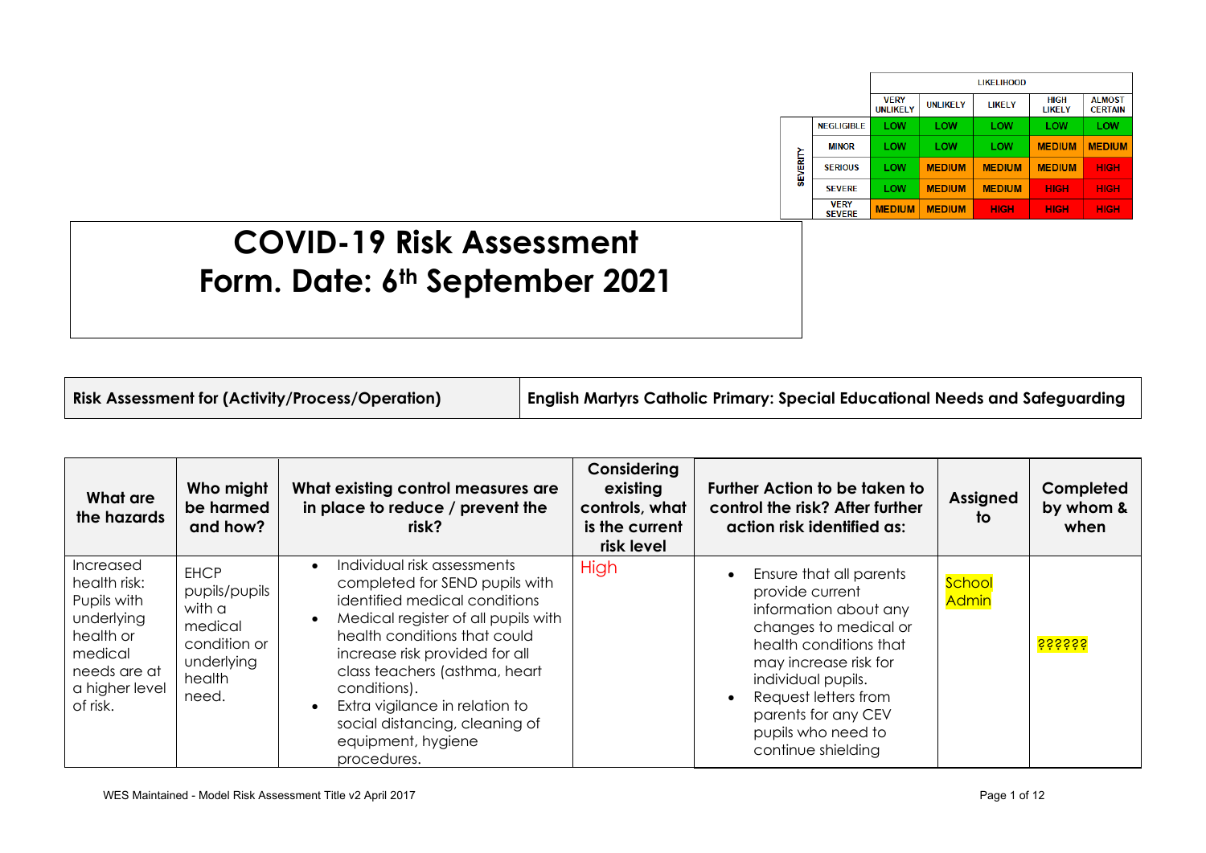| | | LIKELIHOOD | | | | |
|---|---|---|---|---|---|---|
| | | VERY UNLIKELY | UNLIKELY | LIKELY | HIGH LIKELY | ALMOST CERTAIN |
| SEVERITY | NEGLIGIBLE | LOW | LOW | LOW | LOW | LOW |
| | MINOR | LOW | LOW | LOW | MEDIUM | MEDIUM |
| | SERIOUS | LOW | MEDIUM | MEDIUM | MEDIUM | HIGH |
| | SEVERE | LOW | MEDIUM | MEDIUM | HIGH | HIGH |
| | VERY SEVERE | MEDIUM | MEDIUM | HIGH | HIGH | HIGH |

# COVID-19 Risk Assessment Form. Date: 6th September 2021

| Risk Assessment for (Activity/Process/Operation) | English Martyrs Catholic Primary: Special Educational Needs and Safeguarding |
|---|---|

| What are the hazards | Who might be harmed and how? | What existing control measures are in place to reduce / prevent the risk? | Considering existing controls, what is the current risk level | Further Action to be taken to control the risk? After further action risk identified as: | Assigned to | Completed by whom & when |
|---|---|---|---|---|---|---|
| Increased health risk: Pupils with underlying health or medical needs are at a higher level of risk. | EHCP pupils/pupils with a medical condition or underlying health need. | • Individual risk assessments completed for SEND pupils with identified medical conditions<br>• Medical register of all pupils with health conditions that could increase risk provided for all class teachers (asthma, heart conditions).<br>• Extra vigilance in relation to social distancing, cleaning of equipment, hygiene procedures. | High | • Ensure that all parents provide current information about any changes to medical or health conditions that may increase risk for individual pupils.<br>• Request letters from parents for any CEV pupils who need to continue shielding | School Admin | ?????? |

WES Maintained - Model Risk Assessment Title v2 April 2017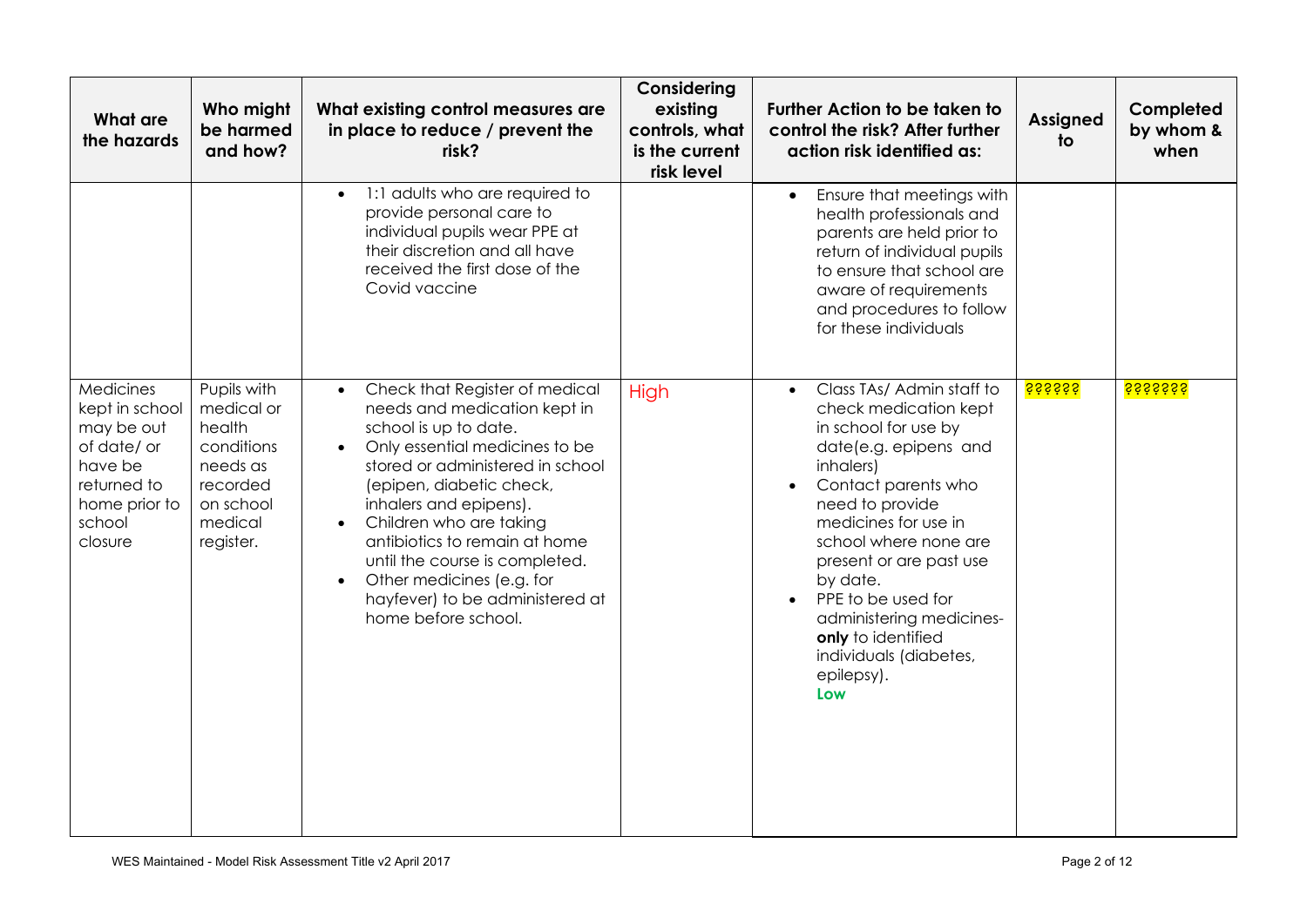| What are the hazards | Who might be harmed and how? | What existing control measures are in place to reduce / prevent the risk? | Considering existing controls, what is the current risk level | Further Action to be taken to control the risk? After further action risk identified as: | Assigned to | Completed by whom & when |
|---|---|---|---|---|---|---|
| | | • 1:1 adults who are required to provide personal care to individual pupils wear PPE at their discretion and all have received the first dose of the Covid vaccine | | • Ensure that meetings with health professionals and parents are held prior to return of individual pupils to ensure that school are aware of requirements and procedures to follow for these individuals | | |
| Medicines kept in school may be out of date/ or have be returned to home prior to school closure | Pupils with medical or health conditions needs as recorded on school medical register. | • Check that Register of medical needs and medication kept in school is up to date.<br>• Only essential medicines to be stored or administered in school (epipen, diabetic check, inhalers and epipens).<br>• Children who are taking antibiotics to remain at home until the course is completed.<br>• Other medicines (e.g. for hayfever) to be administered at home before school. | High | • Class TAs/ Admin staff to check medication kept in school for use by date(e.g. epipens and inhalers)<br>• Contact parents who need to provide medicines for use in school where none are present or are past use by date.<br>• PPE to be used for administering medicines- **only** to identified individuals (diabetes, epilepsy).<br>**Low** | ?????? | ??????? |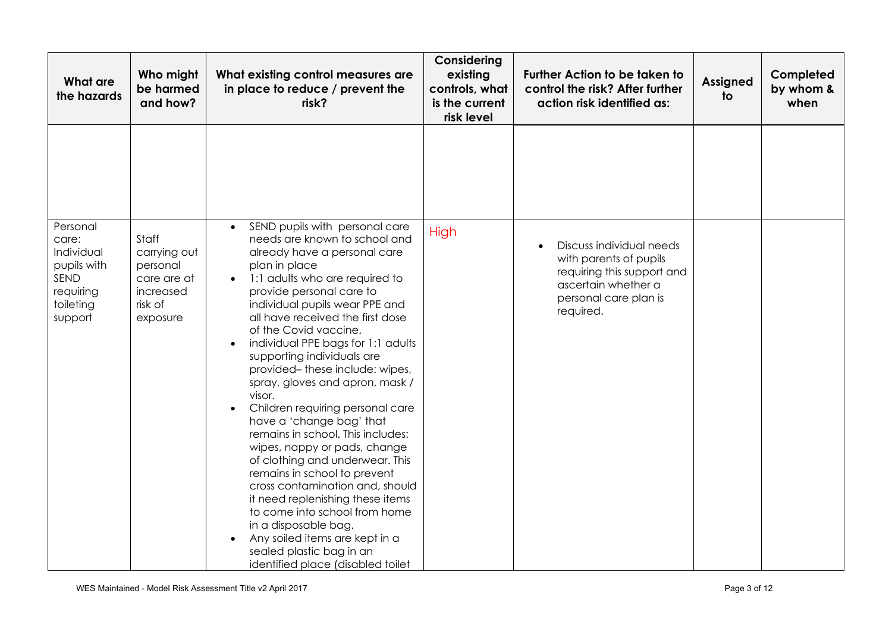| What are the hazards | Who might be harmed and how? | What existing control measures are in place to reduce / prevent the risk? | Considering existing controls, what is the current risk level | Further Action to be taken to control the risk? After further action risk identified as: | Assigned to | Completed by whom & when |
|---|---|---|---|---|---|---|
| | | | | | | |
| Personal care: Individual pupils with SEND requiring toileting support | Staff carrying out personal care are at increased risk of exposure | • SEND pupils with personal care needs are known to school and already have a personal care plan in place<br>• 1:1 adults who are required to provide personal care to individual pupils wear PPE and all have received the first dose of the Covid vaccine.<br>• individual PPE bags for 1:1 adults supporting individuals are provided– these include: wipes, spray, gloves and apron, mask / visor.<br>• Children requiring personal care have a 'change bag' that remains in school. This includes: wipes, nappy or pads, change of clothing and underwear. This remains in school to prevent cross contamination and, should it need replenishing these items to come into school from home in a disposable bag.<br>• Any soiled items are kept in a sealed plastic bag in an identified place (disabled toilet | High | • Discuss individual needs with parents of pupils requiring this support and ascertain whether a personal care plan is required. | | |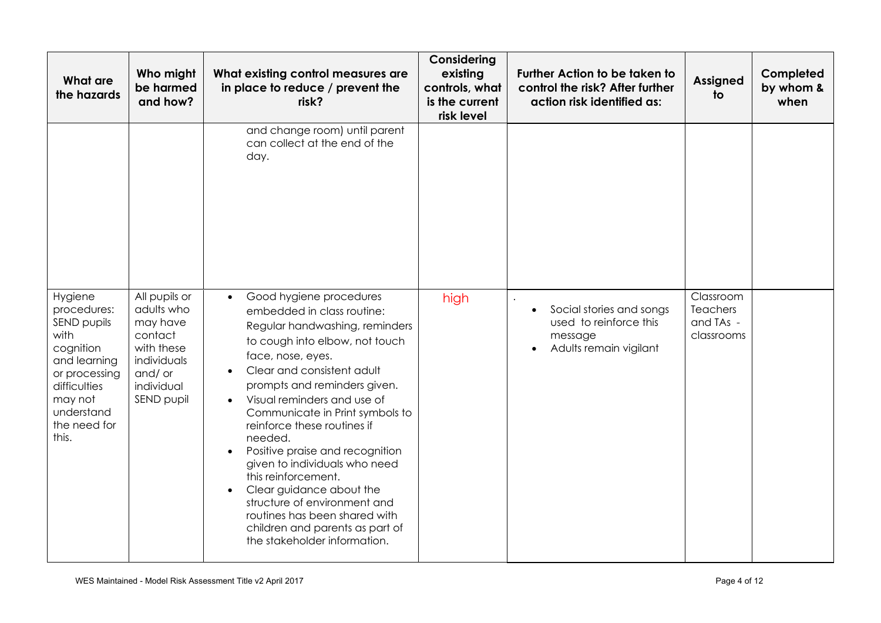| What are the hazards | Who might be harmed and how? | What existing control measures are in place to reduce / prevent the risk? | Considering existing controls, what is the current risk level | Further Action to be taken to control the risk? After further action risk identified as: | Assigned to | Completed by whom & when |
|---|---|---|---|---|---|---|
| | | and change room) until parent can collect at the end of the day. | | | | |
| Hygiene procedures: SEND pupils with cognition and learning or processing difficulties may not understand the need for this. | All pupils or adults who may have contact with these individuals and/ or individual SEND pupil | • Good hygiene procedures embedded in class routine: Regular handwashing, reminders to cough into elbow, not touch face, nose, eyes.<br>• Clear and consistent adult prompts and reminders given.<br>• Visual reminders and use of Communicate in Print symbols to reinforce these routines if needed.<br>• Positive praise and recognition given to individuals who need this reinforcement.<br>• Clear guidance about the structure of environment and routines has been shared with children and parents as part of the stakeholder information. | high | .<br>• Social stories and songs used to reinforce this message<br>• Adults remain vigilant | Classroom Teachers and TAs - classrooms | |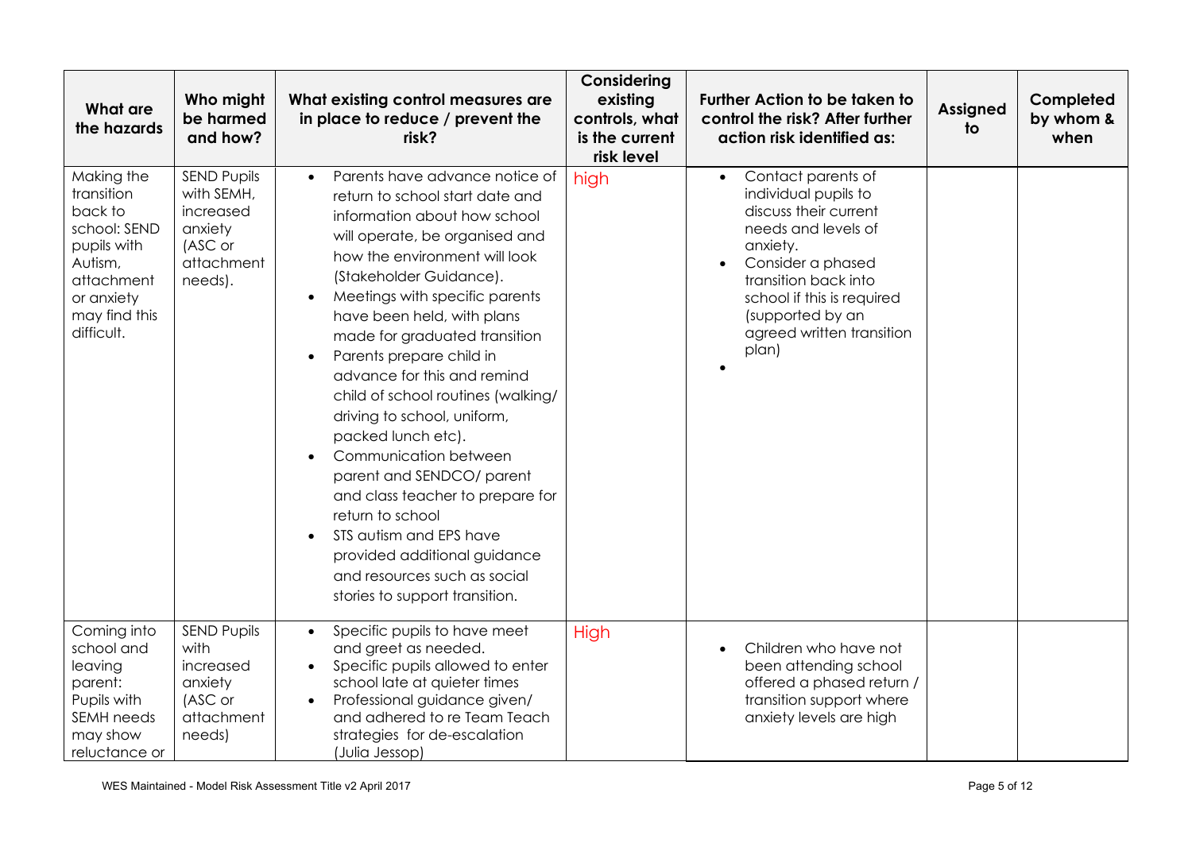| What are the hazards | Who might be harmed and how? | What existing control measures are in place to reduce / prevent the risk? | Considering existing controls, what is the current risk level | Further Action to be taken to control the risk? After further action risk identified as: | Assigned to | Completed by whom & when |
|---|---|---|---|---|---|---|
| Making the transition back to school: SEND pupils with Autism, attachment or anxiety may find this difficult. | SEND Pupils with SEMH, increased anxiety (ASC or attachment needs). | • Parents have advance notice of return to school start date and information about how school will operate, be organised and how the environment will look (Stakeholder Guidance).<br>• Meetings with specific parents have been held, with plans made for graduated transition<br>• Parents prepare child in advance for this and remind child of school routines (walking/ driving to school, uniform, packed lunch etc).<br>• Communication between parent and SENDCO/ parent and class teacher to prepare for return to school<br>• STS autism and EPS have provided additional guidance and resources such as social stories to support transition. | high | • Contact parents of individual pupils to discuss their current needs and levels of anxiety.<br>• Consider a phased transition back into school if this is required (supported by an agreed written transition plan)<br>• | | |
| Coming into school and leaving parent: Pupils with SEMH needs may show reluctance or | SEND Pupils with increased anxiety (ASC or attachment needs) | • Specific pupils to have meet and greet as needed.<br>• Specific pupils allowed to enter school late at quieter times<br>• Professional guidance given/ and adhered to re Team Teach strategies for de-escalation (Julia Jessop) | High | • Children who have not been attending school offered a phased return / transition support where anxiety levels are high | | |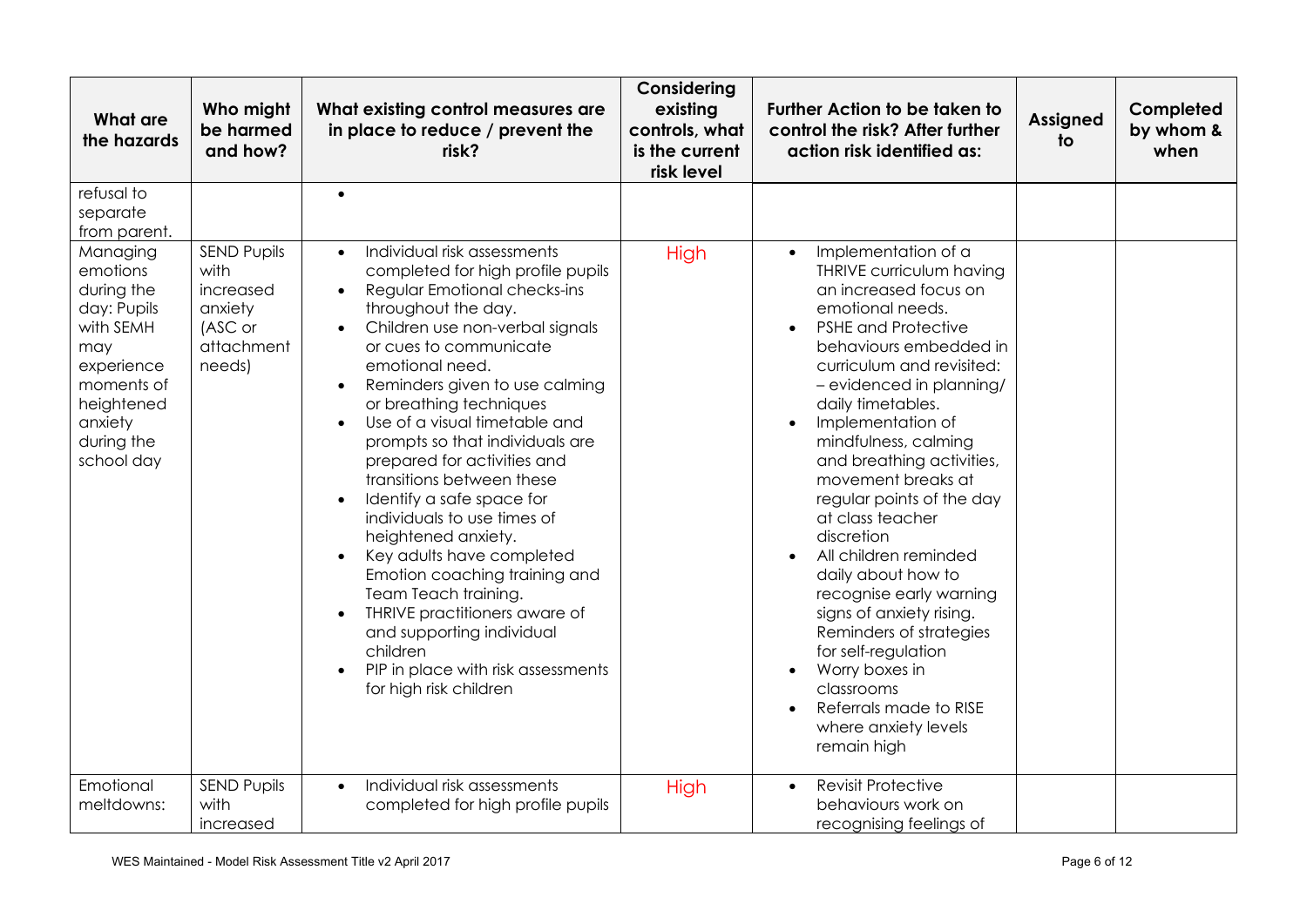| What are the hazards | Who might be harmed and how? | What existing control measures are in place to reduce / prevent the risk? | Considering existing controls, what is the current risk level | Further Action to be taken to control the risk? After further action risk identified as: | Assigned to | Completed by whom & when |
|---|---|---|---|---|---|---|
| refusal to separate from parent. | | • | | | | |
| Managing emotions during the day: Pupils with SEMH may experience moments of heightened anxiety during the school day | SEND Pupils with increased anxiety (ASC or attachment needs) | • Individual risk assessments completed for high profile pupils<br>• Regular Emotional checks-ins throughout the day.<br>• Children use non-verbal signals or cues to communicate emotional need.<br>• Reminders given to use calming or breathing techniques<br>• Use of a visual timetable and prompts so that individuals are prepared for activities and transitions between these<br>• Identify a safe space for individuals to use times of heightened anxiety.<br>• Key adults have completed Emotion coaching training and Team Teach training.<br>• THRIVE practitioners aware of and supporting individual children<br>• PIP in place with risk assessments for high risk children | High | • Implementation of a THRIVE curriculum having an increased focus on emotional needs.<br>• PSHE and Protective behaviours embedded in curriculum and revisited: – evidenced in planning/ daily timetables.<br>• Implementation of mindfulness, calming and breathing activities, movement breaks at regular points of the day at class teacher discretion<br>• All children reminded daily about how to recognise early warning signs of anxiety rising. Reminders of strategies for self-regulation<br>• Worry boxes in classrooms<br>• Referrals made to RISE where anxiety levels remain high | | |
| Emotional meltdowns: | SEND Pupils with increased | • Individual risk assessments completed for high profile pupils | High | • Revisit Protective behaviours work on recognising feelings of | | |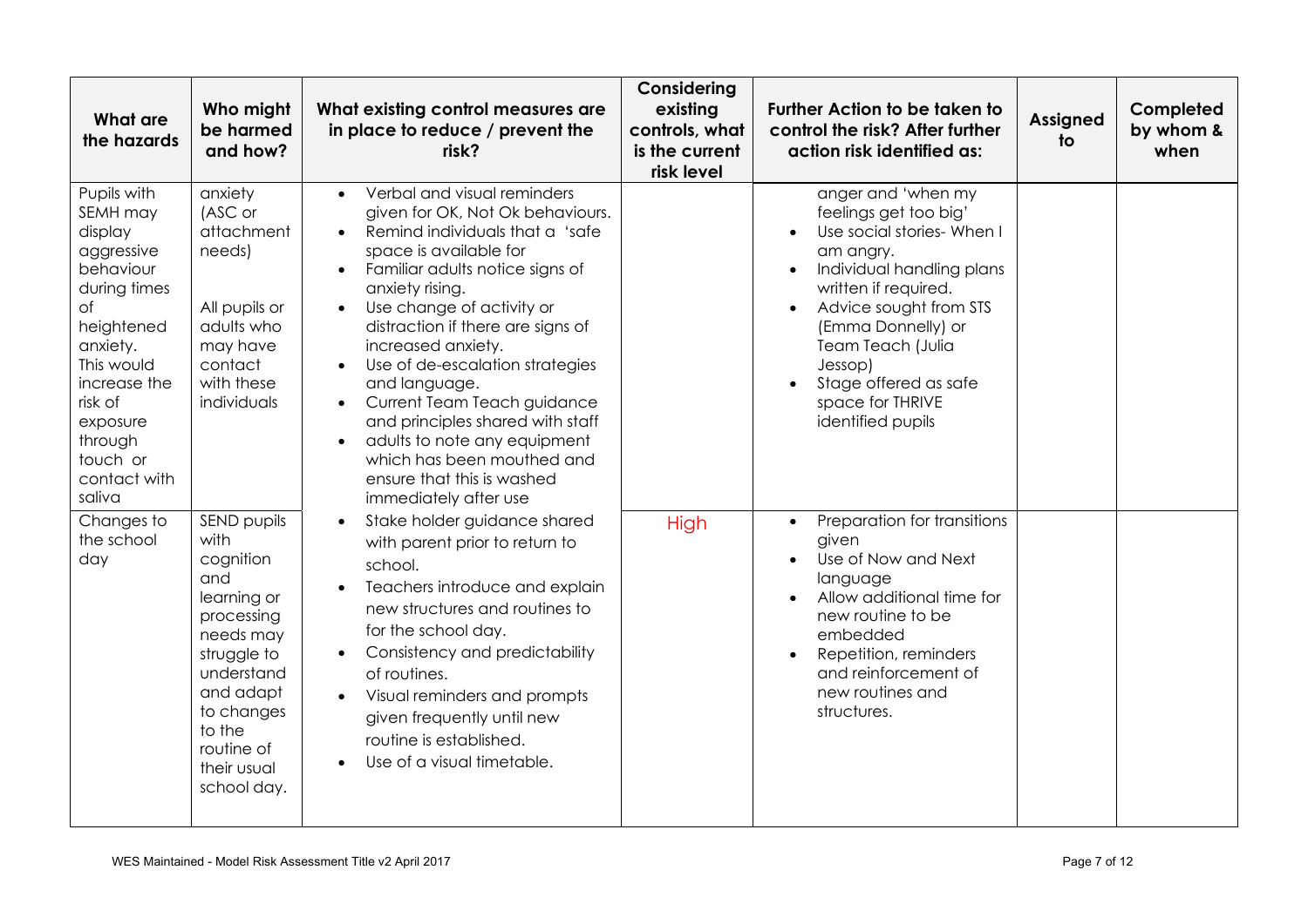| What are the hazards | Who might be harmed and how? | What existing control measures are in place to reduce / prevent the risk? | Considering existing controls, what is the current risk level | Further Action to be taken to control the risk? After further action risk identified as: | Assigned to | Completed by whom & when |
|---|---|---|---|---|---|---|
| Pupils with SEMH may display aggressive behaviour during times of heightened anxiety. This would increase the risk of exposure through touch or contact with saliva | anxiety (ASC or attachment needs)<br><br>All pupils or adults who may have contact with these individuals | • Verbal and visual reminders given for OK, Not Ok behaviours.<br>• Remind individuals that a 'safe space is available for<br>• Familiar adults notice signs of anxiety rising.<br>• Use change of activity or distraction if there are signs of increased anxiety.<br>• Use of de-escalation strategies and language.<br>• Current Team Teach guidance and principles shared with staff<br>• adults to note any equipment which has been mouthed and ensure that this is washed immediately after use | | anger and 'when my feelings get too big'<br>• Use social stories- When I am angry.<br>• Individual handling plans written if required.<br>• Advice sought from STS (Emma Donnelly) or Team Teach (Julia Jessop)<br>• Stage offered as safe space for THRIVE identified pupils | | |
| Changes to the school day | SEND pupils with cognition and learning or processing needs may struggle to understand and adapt to changes to the routine of their usual school day. | • Stake holder guidance shared with parent prior to return to school.<br>• Teachers introduce and explain new structures and routines to for the school day.<br>• Consistency and predictability of routines.<br>• Visual reminders and prompts given frequently until new routine is established.<br>• Use of a visual timetable. | High | • Preparation for transitions given<br>• Use of Now and Next language<br>• Allow additional time for new routine to be embedded<br>• Repetition, reminders and reinforcement of new routines and structures. | | |

WES Maintained - Model Risk Assessment Title v2 April 2017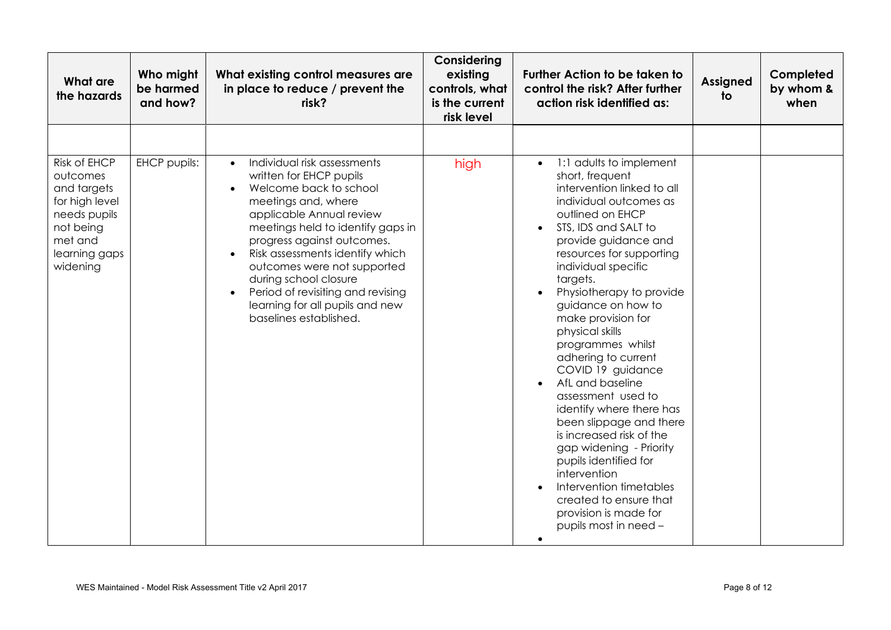| What are the hazards | Who might be harmed and how? | What existing control measures are in place to reduce / prevent the risk? | Considering existing controls, what is the current risk level | Further Action to be taken to control the risk? After further action risk identified as: | Assigned to | Completed by whom & when |
|---|---|---|---|---|---|---|
| | | | | | | |
| Risk of EHCP outcomes and targets for high level needs pupils not being met and learning gaps widening | EHCP pupils: | <ul><li>Individual risk assessments written for EHCP pupils</li><li>Welcome back to school meetings and, where applicable Annual review meetings held to identify gaps in progress against outcomes.</li><li>Risk assessments identify which outcomes were not supported during school closure</li><li>Period of revisiting and revising learning for all pupils and new baselines established.</li></ul> | high | <ul><li>1:1 adults to implement short, frequent intervention linked to all individual outcomes as outlined on EHCP</li><li>STS, IDS and SALT to provide guidance and resources for supporting individual specific targets.</li><li>Physiotherapy to provide guidance on how to make provision for physical skills programmes whilst adhering to current COVID 19 guidance</li><li>AfL and baseline assessment used to identify where there has been slippage and there is increased risk of the gap widening - Priority pupils identified for intervention</li><li>Intervention timetables created to ensure that provision is made for pupils most in need –</li><li></li></ul> | | |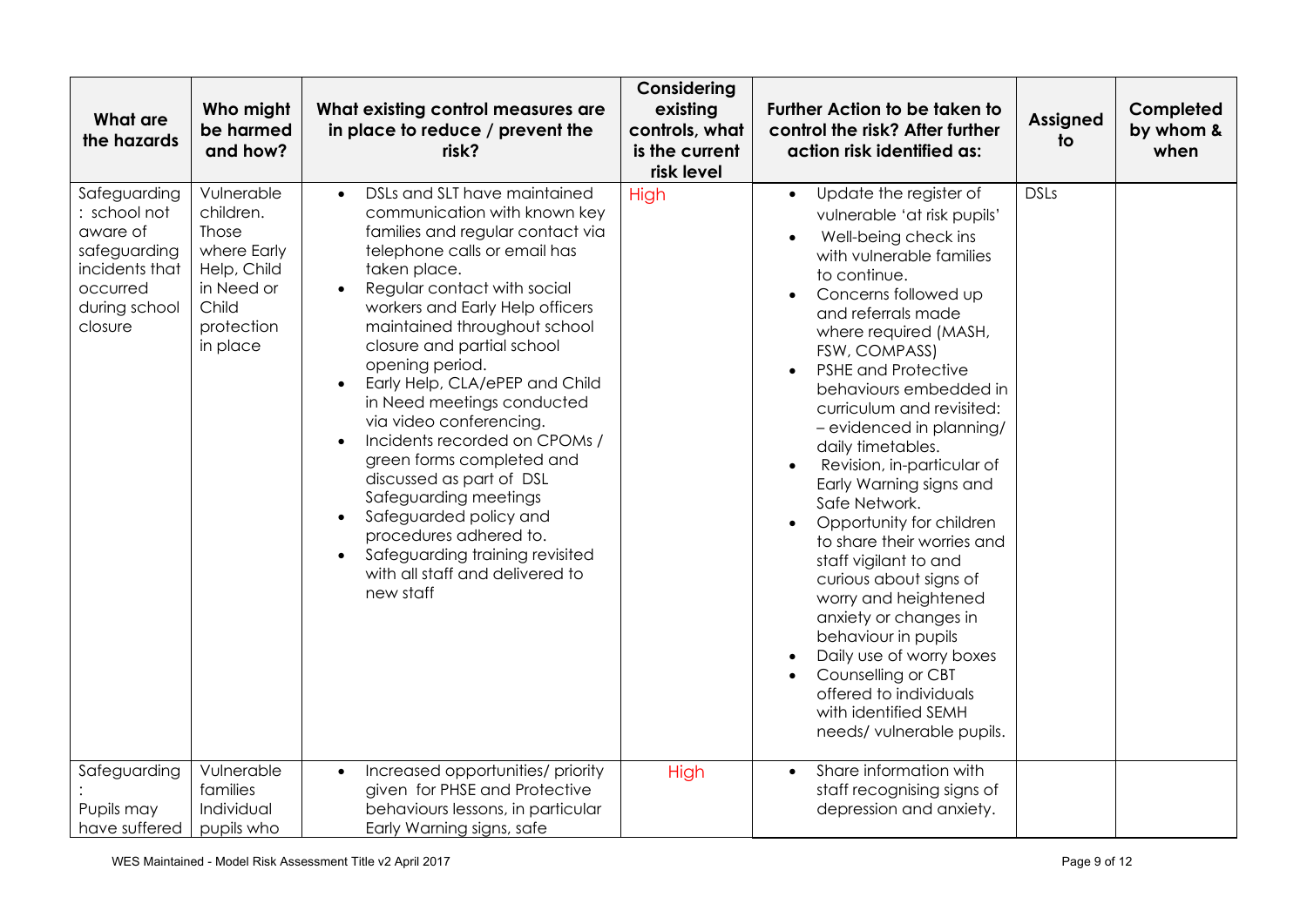| What are the hazards | Who might be harmed and how? | What existing control measures are in place to reduce / prevent the risk? | Considering existing controls, what is the current risk level | Further Action to be taken to control the risk? After further action risk identified as: | Assigned to | Completed by whom & when |
|---|---|---|---|---|---|---|
| Safeguarding : school not aware of safeguarding incidents that occurred during school closure | Vulnerable children. Those where Early Help, Child in Need or Child protection in place | • DSLs and SLT have maintained communication with known key families and regular contact via telephone calls or email has taken place.<br>• Regular contact with social workers and Early Help officers maintained throughout school closure and partial school opening period.<br>• Early Help, CLA/ePEP and Child in Need meetings conducted via video conferencing.<br>• Incidents recorded on CPOMs / green forms completed and discussed as part of DSL Safeguarding meetings<br>• Safeguarded policy and procedures adhered to.<br>• Safeguarding training revisited with all staff and delivered to new staff | High | • Update the register of vulnerable 'at risk pupils'<br>• Well-being check ins with vulnerable families to continue.<br>• Concerns followed up and referrals made where required (MASH, FSW, COMPASS)<br>• PSHE and Protective behaviours embedded in curriculum and revisited: – evidenced in planning/ daily timetables.<br>• Revision, in-particular of Early Warning signs and Safe Network.<br>• Opportunity for children to share their worries and staff vigilant to and curious about signs of worry and heightened anxiety or changes in behaviour in pupils<br>• Daily use of worry boxes<br>• Counselling or CBT offered to individuals with identified SEMH needs/ vulnerable pupils. | DSLs | |
| Safeguarding : Pupils may have suffered | Vulnerable families Individual pupils who | • Increased opportunities/ priority given for PHSE and Protective behaviours lessons, in particular Early Warning signs, safe | High | • Share information with staff recognising signs of depression and anxiety. | | |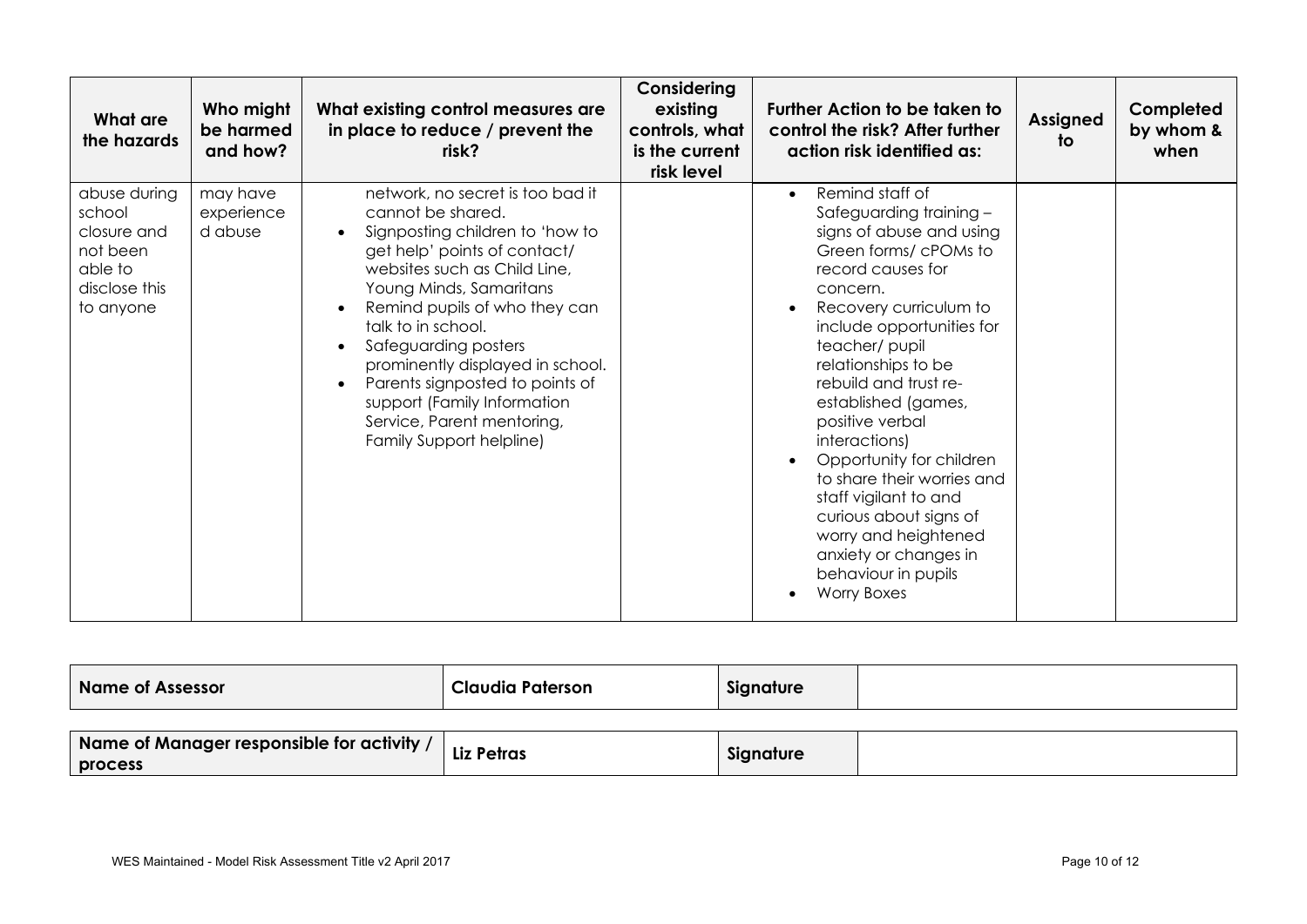| What are the hazards | Who might be harmed and how? | What existing control measures are in place to reduce / prevent the risk? | Considering existing controls, what is the current risk level | Further Action to be taken to control the risk? After further action risk identified as: | Assigned to | Completed by whom & when |
|---|---|---|---|---|---|---|
| abuse during school closure and not been able to disclose this to anyone | may have experienced abuse | network, no secret is too bad it cannot be shared.<br>• Signposting children to 'how to get help' points of contact/ websites such as Child Line, Young Minds, Samaritans<br>• Remind pupils of who they can talk to in school.<br>• Safeguarding posters prominently displayed in school.<br>• Parents signposted to points of support (Family Information Service, Parent mentoring, Family Support helpline) | | • Remind staff of Safeguarding training – signs of abuse and using Green forms/ cPOMs to record causes for concern.<br>• Recovery curriculum to include opportunities for teacher/ pupil relationships to be rebuild and trust re-established (games, positive verbal interactions)<br>• Opportunity for children to share their worries and staff vigilant to and curious about signs of worry and heightened anxiety or changes in behaviour in pupils<br>• Worry Boxes | | |

| Name of Assessor | Claudia Paterson | Signature | |
|---|---|---|---|

| Name of Manager responsible for activity / process | Liz Petras | Signature | |
|---|---|---|---|

WES Maintained - Model Risk Assessment Title v2 April 2017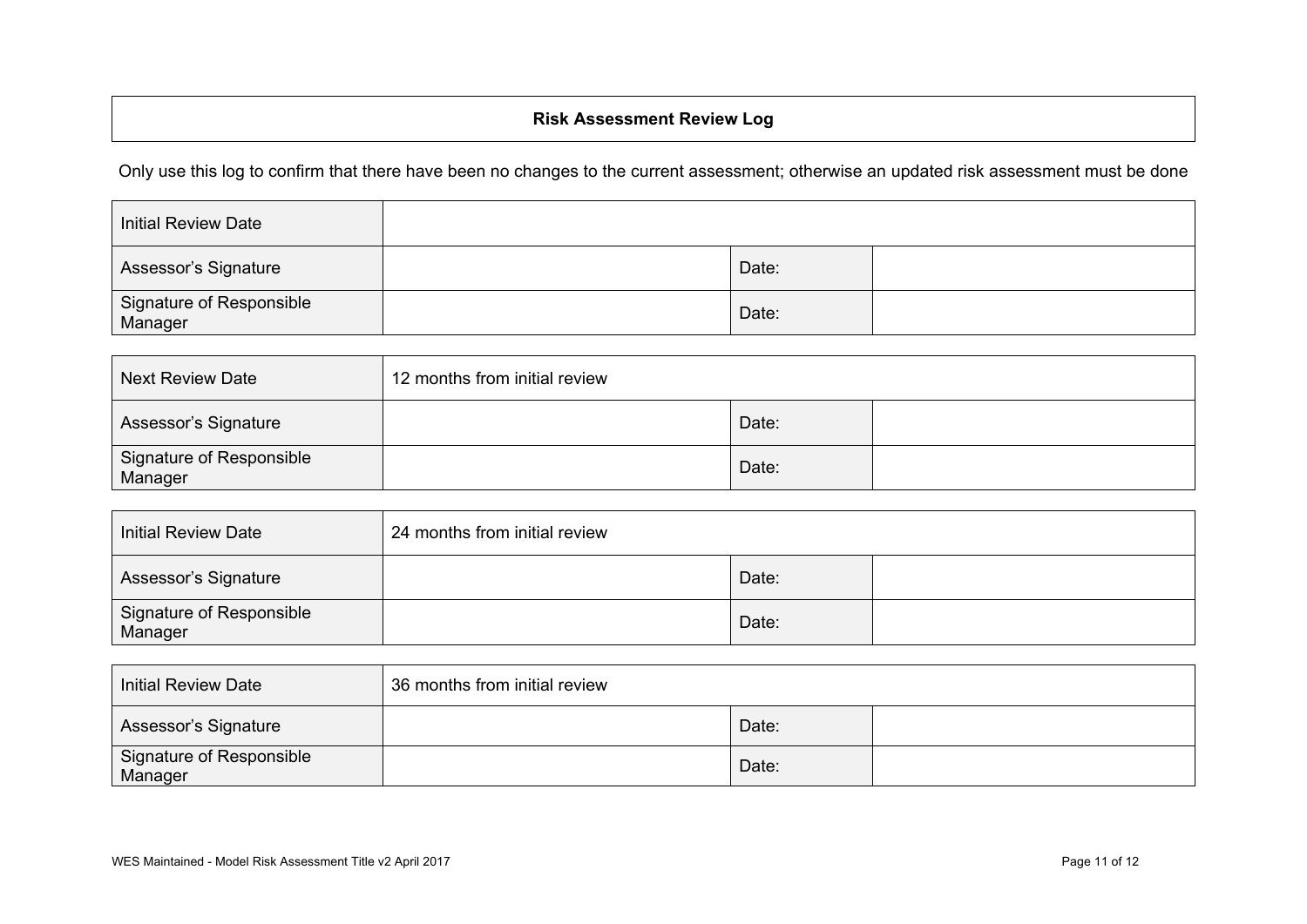| Risk Assessment Review Log |
|---|

Only use this log to confirm that there have been no changes to the current assessment; otherwise an updated risk assessment must be done

| Initial Review Date | | | |
|---|---|---|---|
| Assessor's Signature | | Date: | |
| Signature of Responsible Manager | | Date: | |

| Next Review Date | 12 months from initial review | | |
|---|---|---|---|
| Assessor's Signature | | Date: | |
| Signature of Responsible Manager | | Date: | |

| Initial Review Date | 24 months from initial review | | |
|---|---|---|---|
| Assessor's Signature | | Date: | |
| Signature of Responsible Manager | | Date: | |

| Initial Review Date | 36 months from initial review | | |
|---|---|---|---|
| Assessor's Signature | | Date: | |
| Signature of Responsible Manager | | Date: | |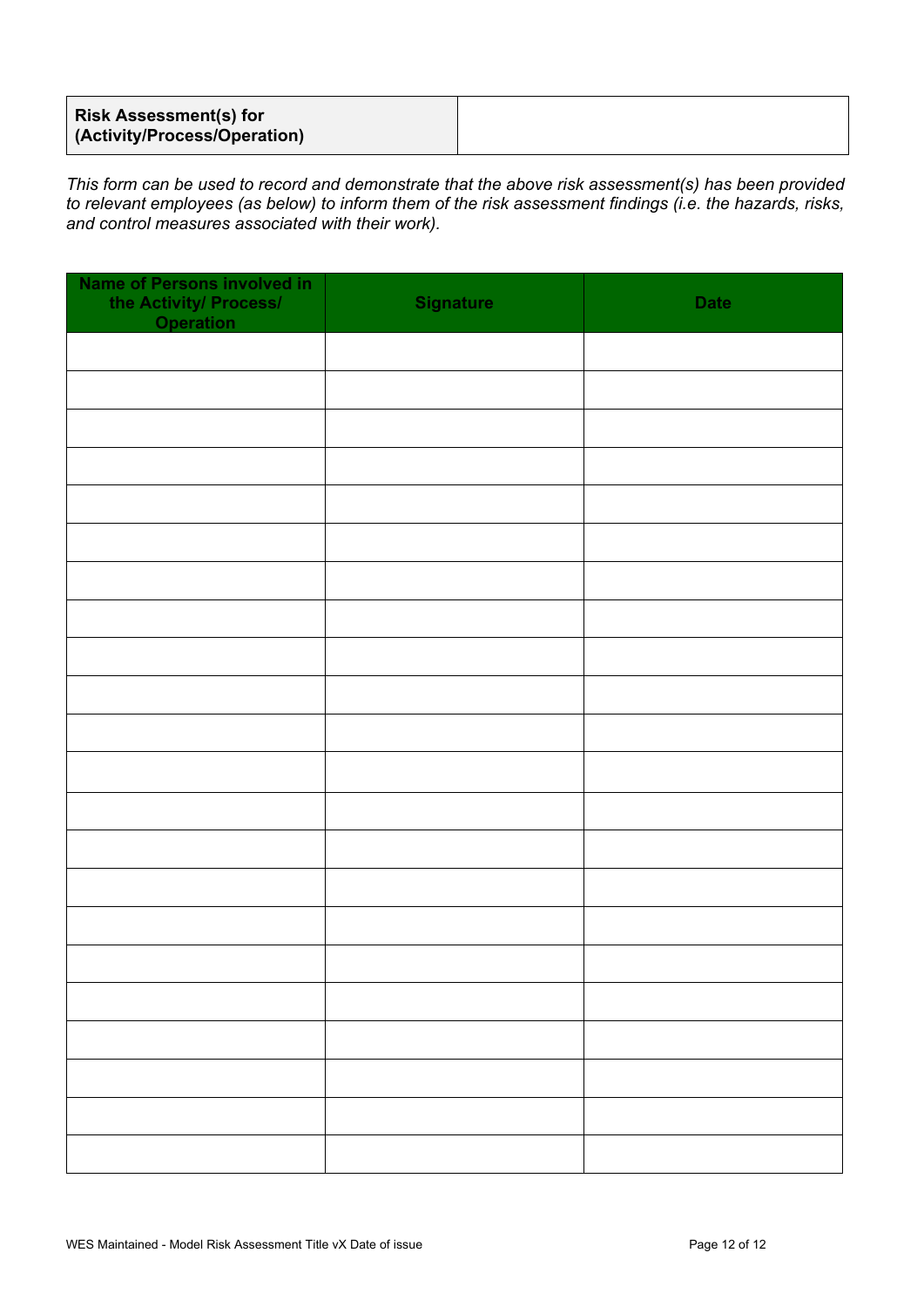| Risk Assessment(s) for (Activity/Process/Operation) | |
|---|---|

*This form can be used to record and demonstrate that the above risk assessment(s) has been provided to relevant employees (as below) to inform them of the risk assessment findings (i.e. the hazards, risks, and control measures associated with their work).*

| Name of Persons involved in the Activity/ Process/ Operation | Signature | Date |
|---|---|---|
| | | |
| | | |
| | | |
| | | |
| | | |
| | | |
| | | |
| | | |
| | | |
| | | |
| | | |
| | | |
| | | |
| | | |
| | | |
| | | |
| | | |
| | | |
| | | |
| | | |
| | | |
| | | |